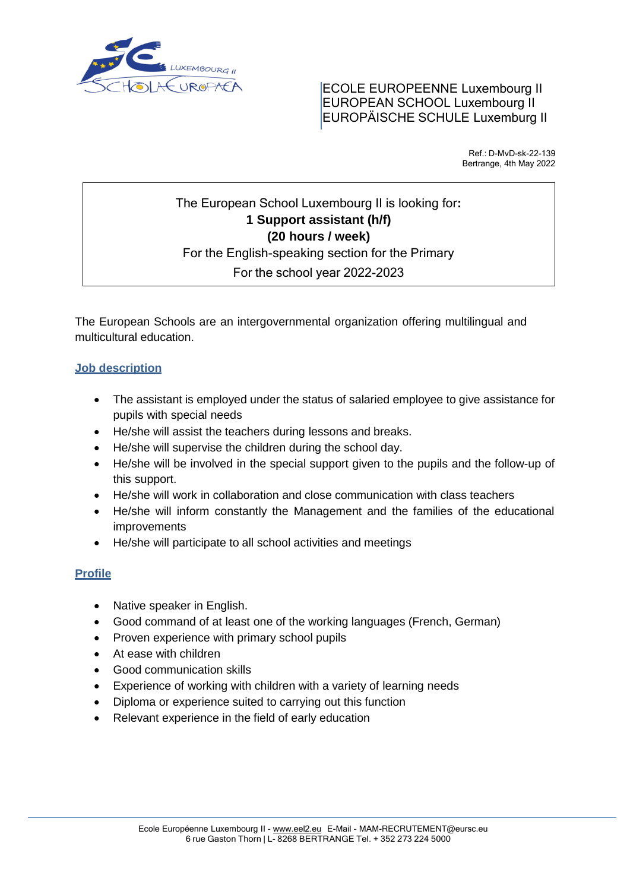ECOLE EUROPEENNE Luxembourg II
EUROPEAN SCHOOL Luxembourg II
EUROPÄISCHE SCHULE Luxemburg II

Ref.: D-MvD-sk-22-139
Bertrange, 4th May 2022

The European School Luxembourg II is looking for:
**1 Support assistant (h/f)**
**(20 hours / week)**
For the English-speaking section for the Primary
For the school year 2022-2023

The European Schools are an intergovernmental organization offering multilingual and multicultural education.

## Job description

- The assistant is employed under the status of salaried employee to give assistance for pupils with special needs
- He/she will assist the teachers during lessons and breaks.
- He/she will supervise the children during the school day.
- He/she will be involved in the special support given to the pupils and the follow-up of this support.
- He/she will work in collaboration and close communication with class teachers
- He/she will inform constantly the Management and the families of the educational improvements
- He/she will participate to all school activities and meetings

## Profile

- Native speaker in English.
- Good command of at least one of the working languages (French, German)
- Proven experience with primary school pupils
- At ease with children
- Good communication skills
- Experience of working with children with a variety of learning needs
- Diploma or experience suited to carrying out this function
- Relevant experience in the field of early education

Ecole Européenne Luxembourg II - www.eel2.eu E-Mail - MAM-RECRUTEMENT@eursc.eu
6 rue Gaston Thorn | L- 8268 BERTRANGE Tel. + 352 273 224 5000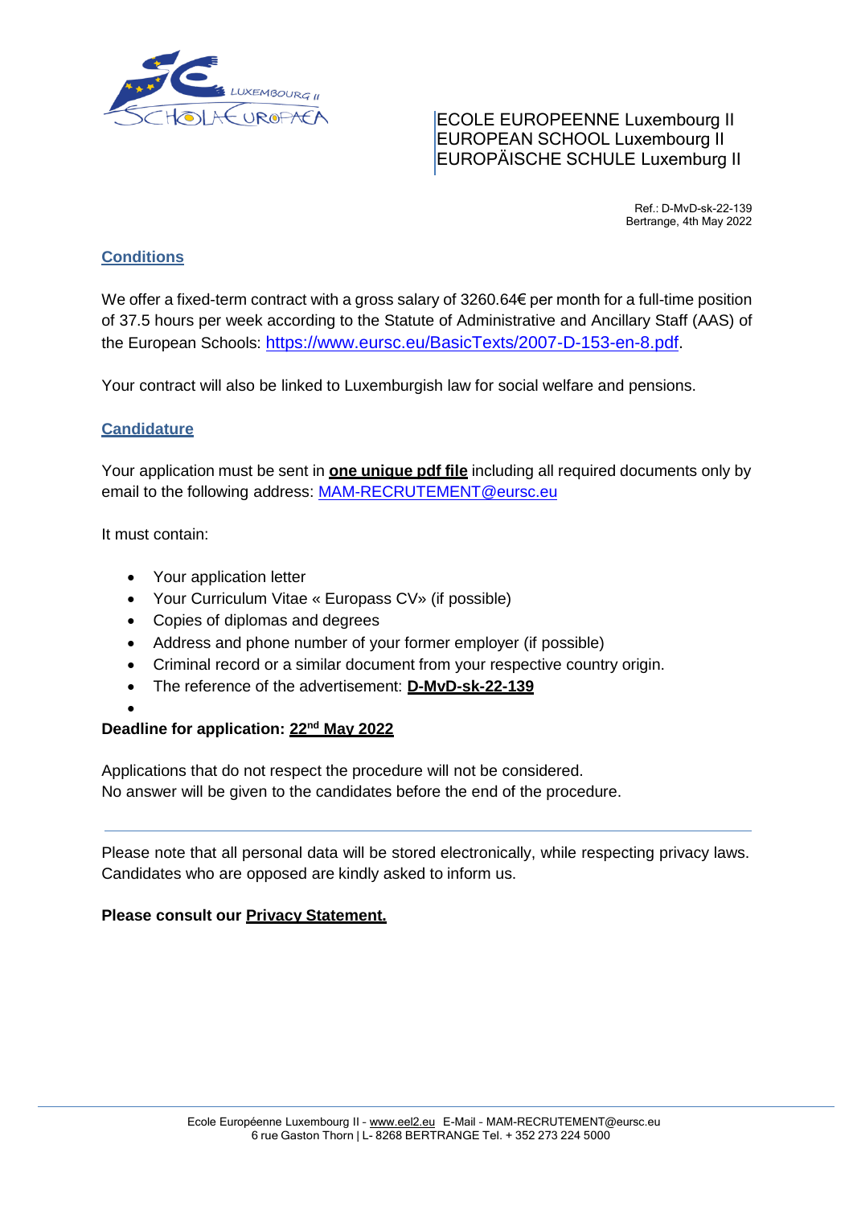ECOLE EUROPEENNE Luxembourg II
EUROPEAN SCHOOL Luxembourg II
EUROPÄISCHE SCHULE Luxemburg II

Ref.: D-MvD-sk-22-139
Bertrange, 4th May 2022

## Conditions

We offer a fixed-term contract with a gross salary of 3260.64€ per month for a full-time position of 37.5 hours per week according to the Statute of Administrative and Ancillary Staff (AAS) of the European Schools: https://www.eursc.eu/BasicTexts/2007-D-153-en-8.pdf.

Your contract will also be linked to Luxemburgish law for social welfare and pensions.

## Candidature

Your application must be sent in **one unique pdf file** including all required documents only by email to the following address: MAM-RECRUTEMENT@eursc.eu

It must contain:

- Your application letter
- Your Curriculum Vitae « Europass CV» (if possible)
- Copies of diplomas and degrees
- Address and phone number of your former employer (if possible)
- Criminal record or a similar document from your respective country origin.
- The reference of the advertisement: **D-MvD-sk-22-139**

**Deadline for application: 22nd May 2022**

Applications that do not respect the procedure will not be considered.
No answer will be given to the candidates before the end of the procedure.

---

Please note that all personal data will be stored electronically, while respecting privacy laws. Candidates who are opposed are kindly asked to inform us.

**Please consult our Privacy Statement.**

Ecole Européenne Luxembourg II - www.eel2.eu E-Mail - MAM-RECRUTEMENT@eursc.eu
6 rue Gaston Thorn | L- 8268 BERTRANGE Tel. + 352 273 224 5000